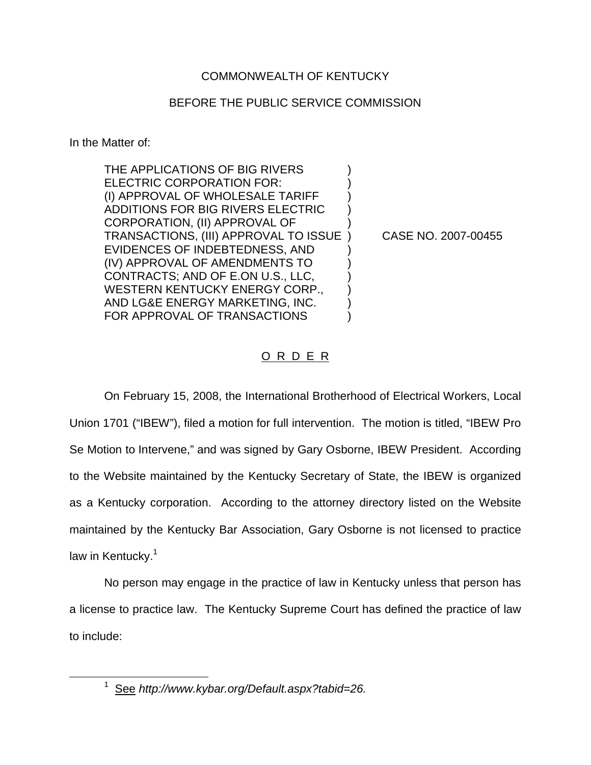COMMONWEALTH OF KENTUCKY

BEFORE THE PUBLIC SERVICE COMMISSION

In the Matter of:

| | | |
|---|---|---|
| THE APPLICATIONS OF BIG RIVERS ELECTRIC CORPORATION FOR: (I) APPROVAL OF WHOLESALE TARIFF ADDITIONS FOR BIG RIVERS ELECTRIC CORPORATION, (II) APPROVAL OF TRANSACTIONS, (III) APPROVAL TO ISSUE EVIDENCES OF INDEBTEDNESS, AND (IV) APPROVAL OF AMENDMENTS TO CONTRACTS; AND OF E.ON U.S., LLC, WESTERN KENTUCKY ENERGY CORP., AND LG&E ENERGY MARKETING, INC. FOR APPROVAL OF TRANSACTIONS | ) | CASE NO. 2007-00455 |

O R D E R

On February 15, 2008, the International Brotherhood of Electrical Workers, Local Union 1701 ("IBEW"), filed a motion for full intervention. The motion is titled, "IBEW Pro Se Motion to Intervene," and was signed by Gary Osborne, IBEW President. According to the Website maintained by the Kentucky Secretary of State, the IBEW is organized as a Kentucky corporation. According to the attorney directory listed on the Website maintained by the Kentucky Bar Association, Gary Osborne is not licensed to practice law in Kentucky.[1]

No person may engage in the practice of law in Kentucky unless that person has a license to practice law. The Kentucky Supreme Court has defined the practice of law to include:

[1] See *http://www.kybar.org/Default.aspx?tabid=26.*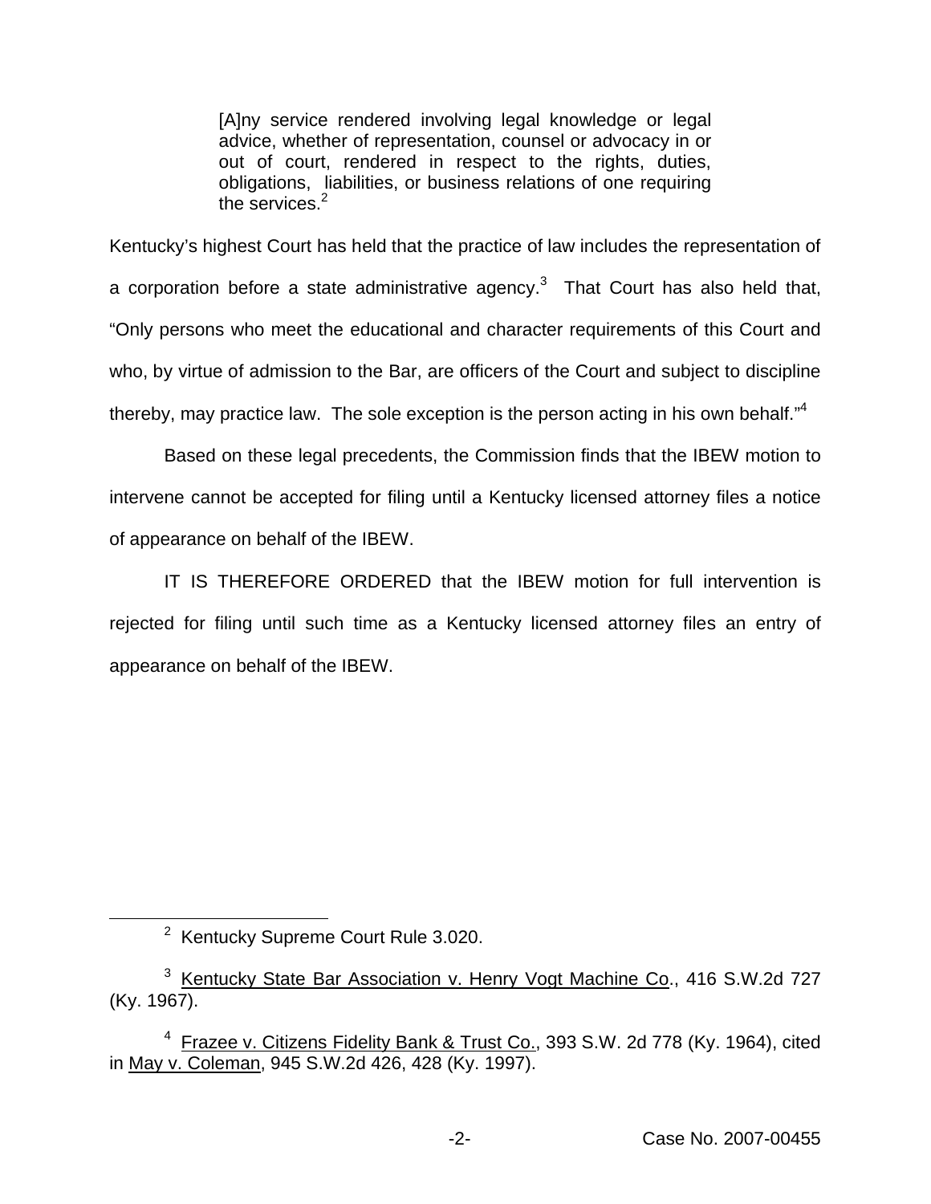> [A]ny service rendered involving legal knowledge or legal advice, whether of representation, counsel or advocacy in or out of court, rendered in respect to the rights, duties, obligations, liabilities, or business relations of one requiring the services.[2]

Kentucky's highest Court has held that the practice of law includes the representation of a corporation before a state administrative agency.[3] That Court has also held that, "Only persons who meet the educational and character requirements of this Court and who, by virtue of admission to the Bar, are officers of the Court and subject to discipline thereby, may practice law. The sole exception is the person acting in his own behalf."[4]

Based on these legal precedents, the Commission finds that the IBEW motion to intervene cannot be accepted for filing until a Kentucky licensed attorney files a notice of appearance on behalf of the IBEW.

IT IS THEREFORE ORDERED that the IBEW motion for full intervention is rejected for filing until such time as a Kentucky licensed attorney files an entry of appearance on behalf of the IBEW.

---

[2] Kentucky Supreme Court Rule 3.020.

[3] Kentucky State Bar Association v. Henry Vogt Machine Co., 416 S.W.2d 727 (Ky. 1967).

[4] Frazee v. Citizens Fidelity Bank & Trust Co., 393 S.W. 2d 778 (Ky. 1964), cited in May v. Coleman, 945 S.W.2d 426, 428 (Ky. 1997).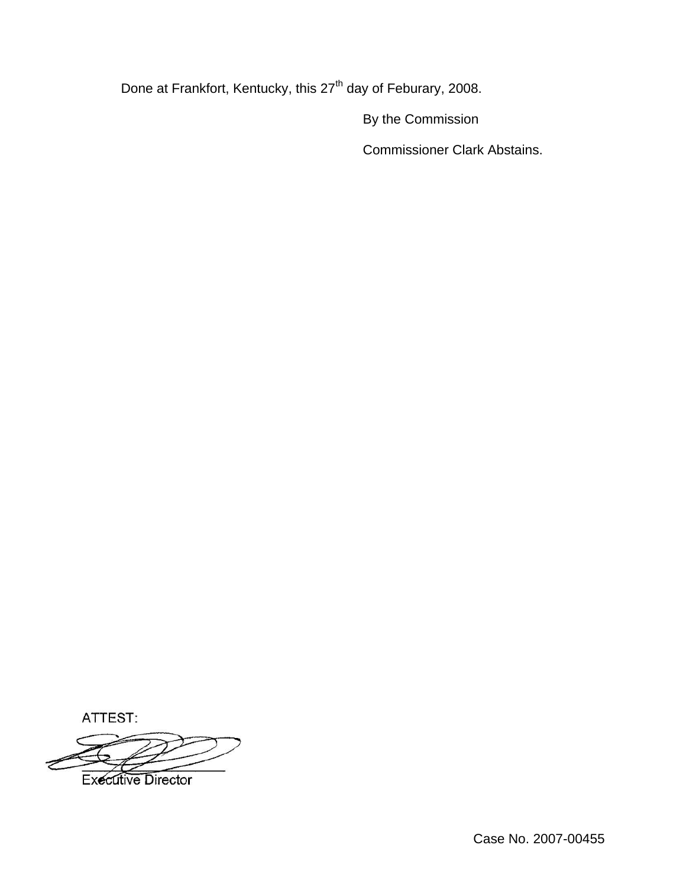Done at Frankfort, Kentucky, this 27th day of Feburary, 2008.

By the Commission

Commissioner Clark Abstains.

ATTEST:

Executive Director

Case No. 2007-00455